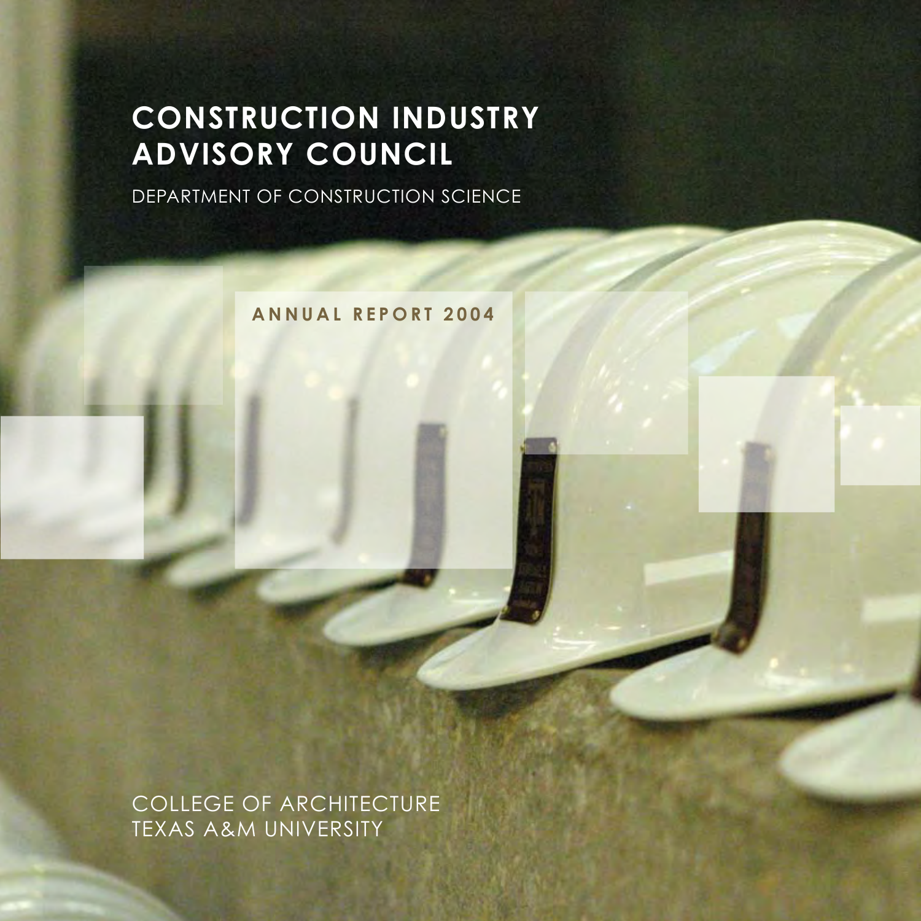# CONSTRUCTION INDUSTRY ADVISORY COUNCIL

DEPARTMENT OF CONSTRUCTION SCIENCE

**ANNUAL REPORT 2004**

COLLEGE OF ARCHITECTURE
TEXAS A&M UNIVERSITY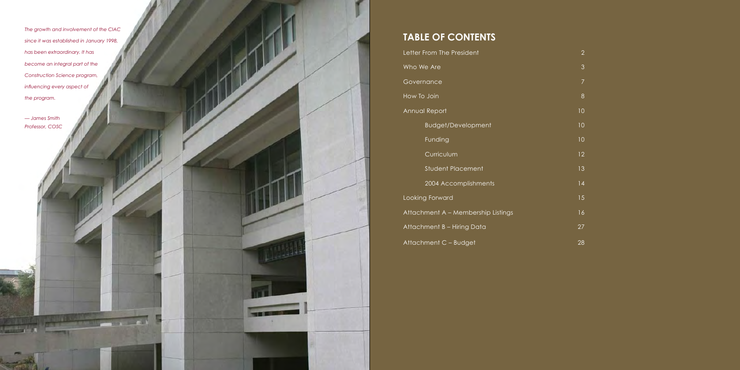*The growth and involvement of the CIAC since it was established in January 1998, has been extraordinary. It has become an integral part of the Construction Science program, influencing every aspect of the program.*

*— James Smith*
*Professor, COSC*

## TABLE OF CONTENTS

| | |
|---|---|
| Letter From The President | 2 |
| Who We Are | 3 |
| Governance | 7 |
| How To Join | 8 |
| Annual Report | 10 |
| Budget/Development | 10 |
| Funding | 10 |
| Curriculum | 12 |
| Student Placement | 13 |
| 2004 Accomplishments | 14 |
| Looking Forward | 15 |
| Attachment A – Membership Listings | 16 |
| Attachment B – Hiring Data | 27 |
| Attachment C – Budget | 28 |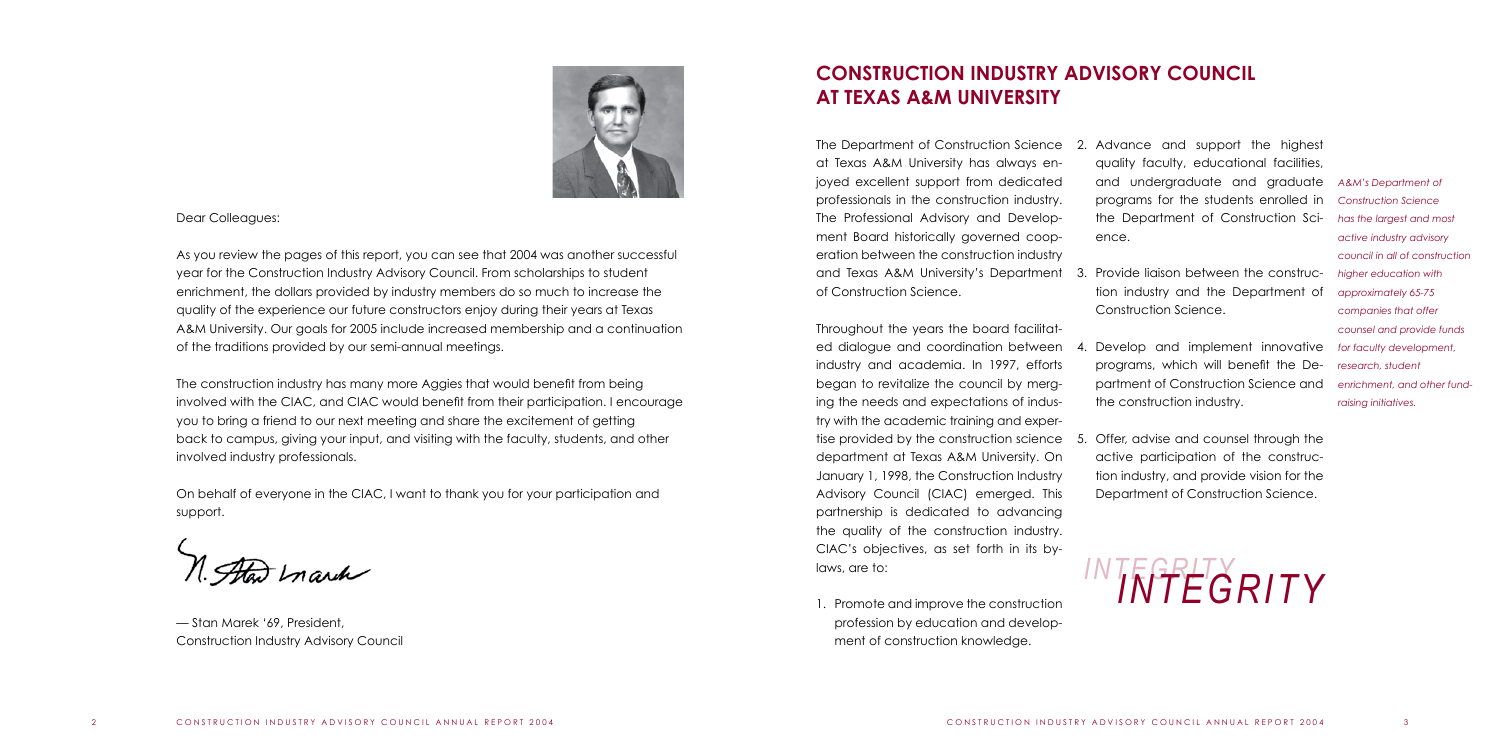Dear Colleagues:

As you review the pages of this report, you can see that 2004 was another successful year for the Construction Industry Advisory Council. From scholarships to student enrichment, the dollars provided by industry members do so much to increase the quality of the experience our future constructors enjoy during their years at Texas A&M University. Our goals for 2005 include increased membership and a continuation of the traditions provided by our semi-annual meetings.

The construction industry has many more Aggies that would benefit from being involved with the CIAC, and CIAC would benefit from their participation. I encourage you to bring a friend to our next meeting and share the excitement of getting back to campus, giving your input, and visiting with the faculty, students, and other involved industry professionals.

On behalf of everyone in the CIAC, I want to thank you for your participation and support.

— Stan Marek '69, President,
Construction Industry Advisory Council

## CONSTRUCTION INDUSTRY ADVISORY COUNCIL AT TEXAS A&M UNIVERSITY

The Department of Construction Science at Texas A&M University has always enjoyed excellent support from dedicated professionals in the construction industry. The Professional Advisory and Development Board historically governed cooperation between the construction industry and Texas A&M University's Department of Construction Science.

Throughout the years the board facilitated dialogue and coordination between industry and academia. In 1997, efforts began to revitalize the council by merging the needs and expectations of industry with the academic training and expertise provided by the construction science department at Texas A&M University. On January 1, 1998, the Construction Industry Advisory Council (CIAC) emerged. This partnership is dedicated to advancing the quality of the construction industry. CIAC's objectives, as set forth in its bylaws, are to:

1. Promote and improve the construction profession by education and development of construction knowledge.
2. Advance and support the highest quality faculty, educational facilities, and undergraduate and graduate programs for the students enrolled in the Department of Construction Science.
3. Provide liaison between the construction industry and the Department of Construction Science.
4. Develop and implement innovative programs, which will benefit the Department of Construction Science and the construction industry.
5. Offer, advise and counsel through the active participation of the construction industry, and provide vision for the Department of Construction Science.

*A&M's Department of Construction Science has the largest and most active industry advisory council in all of construction higher education with approximately 65-75 companies that offer counsel and provide funds for faculty development, research, student enrichment, and other fund-raising initiatives.*

*INTEGRITY*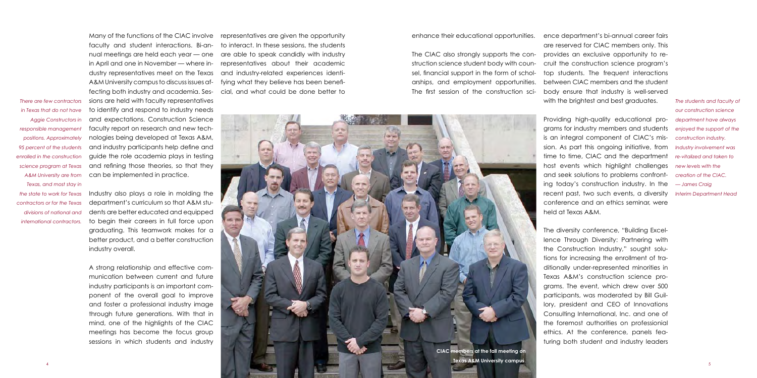*There are few contractors in Texas that do not have Aggie Constructors in responsible management positions. Approximately 95 percent of the students enrolled in the construction science program at Texas A&M University are from the state to work for Texas contractors or for the Texas divisions of national and international contractors.*

Many of the functions of the CIAC involve faculty and student interactions. Bi-annual meetings are held each year — one in April and one in November — where industry representatives meet on the Texas A&M University campus to discuss issues affecting both industry and academia. Sessions are held with faculty representatives to identify and respond to industry needs and expectations. Construction Science faculty report on research and new technologies being developed at Texas A&M, and industry participants help define and guide the role academia plays in testing and refining those theories, so that they can be implemented in practice.

Industry also plays a role in molding the department's curriculum so that A&M students are better educated and equipped to begin their careers in full force upon graduating. This teamwork makes for a better product, and a better construction industry overall.

A strong relationship and effective communication between current and future industry participants is an important component of the overall goal to improve and foster a professional industry image through future generations. With that in mind, one of the highlights of the CIAC meetings has become the focus group sessions in which students and industry representatives are given the opportunity to interact. In these sessions, the students are able to speak candidly with industry representatives about their academic and industry-related experiences identifying what they believe has been beneficial, and what could be done better to enhance their educational opportunities.

CIAC members at the fall meeting on Texas A&M University campus.

The CIAC also strongly supports the construction science student body with counsel, financial support in the form of scholarships, and employment opportunities. The first session of the construction science department's bi-annual career fairs are reserved for CIAC members only. This provides an exclusive opportunity to recruit the construction science program's top students. The frequent interactions between CIAC members and the student body ensure that industry is well-served with the brightest and best graduates.

*The students and faculty of our construction science department have always enjoyed the support of the construction industry. Industry involvement was re-vitalized and taken to new levels with the creation of the CIAC.*
*— James Craig*
*Interim Department Head*

Providing high-quality educational programs for industry members and students is an integral component of CIAC's mission. As part this ongoing initiative, from time to time, CIAC and the department host events which highlight challenges and seek solutions to problems confronting today's construction industry. In the recent past, two such events, a diversity conference and an ethics seminar, were held at Texas A&M.

The diversity conference, "Building Excellence Through Diversity: Partnering with the Construction Industry," sought solutions for increasing the enrollment of traditionally under-represented minorities in Texas A&M's construction science programs. The event, which drew over 500 participants, was moderated by Bill Guillory, president and CEO of Innovations Consulting International, Inc. and one of the foremost authorities on professionial ethics. At the conference, panels featuring both student and industry leaders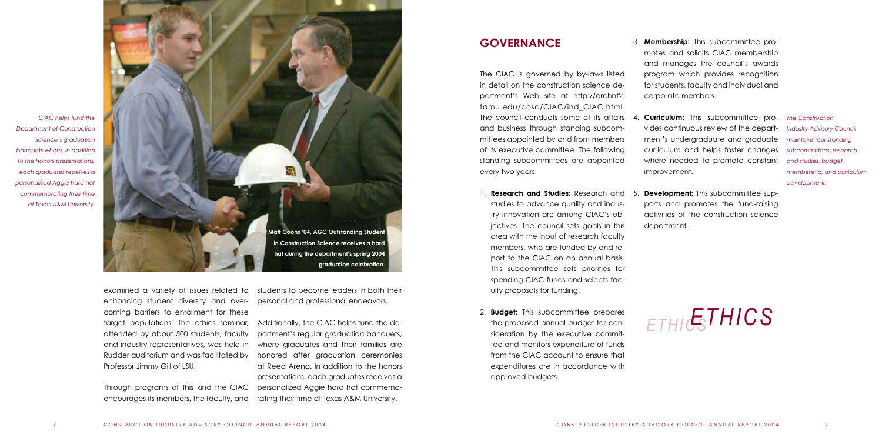*CIAC helps fund the Department of Construction Science's graduation banquets where, in addition to the honors presentations, each graduates receives a personalized Aggie hard hat commemorating their time at Texas A&M University.*

**Matt Coons '04, AGC Outstanding Student in Construction Science receives a hard hat during the department's spring 2004 graduation celebration.**

examined a variety of issues related to enhancing student diversity and overcoming barriers to enrollment for these target populations. The ethics seminar, attended by about 500 students, faculty and industry representatives, was held in Rudder auditorium and was facilitated by Professor Jimmy Gill of LSU.

Through programs of this kind the CIAC encourages its members, the faculty, and students to become leaders in both their personal and professional endeavors.

Additionally, the CIAC helps fund the department's regular graduation banquets, where graduates and their families are honored after graduation ceremonies at Reed Arena. In addition to the honors presentations, each graduates receives a personalized Aggie hard hat commemorating their time at Texas A&M University.

## GOVERNANCE

The CIAC is governed by by-laws listed in detail on the construction science department's Web site at http://archnt2.tamu.edu/cosc/CIAC/ind_CIAC.html. The council conducts some of its affairs and business through standing subcommittees appointed by and from members of its executive committee. The following standing subcommittees are appointed every two years:

1. **Research and Studies:** Research and studies to advance quality and industry innovation are among CIAC's objectives. The council sets goals in this area with the input of research faculty members, who are funded by and report to the CIAC on an annual basis. This subcommittee sets priorities for spending CIAC funds and selects faculty proposals for funding.

2. **Budget:** This subcommittee prepares the proposed annual budget for consideration by the executive committee and monitors expenditure of funds from the CIAC account to ensure that expenditures are in accordance with approved budgets.

3. **Membership:** This subcommittee promotes and solicits CIAC membership and manages the council's awards program which provides recognition for students, faculty and individual and corporate members.

4. **Curriculum:** This subcommittee provides continuous review of the department's undergraduate and graduate curriculum and helps foster changes where needed to promote constant improvement.

5. **Development:** This subcommittee supports and promotes the fund-raising activities of the construction science department.

*The Construction Industry Advisory Council maintains four standing subcommittees: research and studies, budget, membership, and curriculum development.*

## *ETHICS*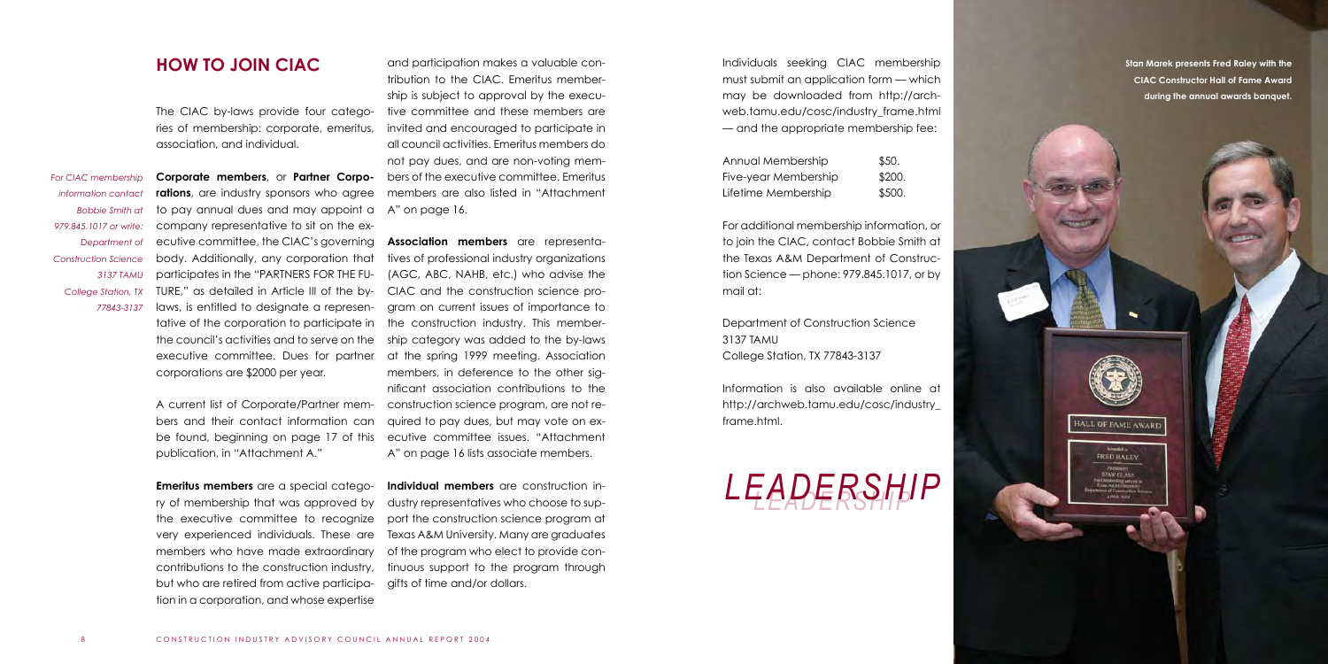## HOW TO JOIN CIAC

*For CIAC membership information contact Bobbie Smith at 979.845.1017 or write: Department of Construction Science 3137 TAMU College Station, TX 77843-3137*

The CIAC by-laws provide four categories of membership: corporate, emeritus, association, and individual.

**Corporate members**, or **Partner Corporations**, are industry sponsors who agree to pay annual dues and may appoint a company representative to sit on the executive committee, the CIAC's governing body. Additionally, any corporation that participates in the "PARTNERS FOR THE FUTURE," as detailed in Article III of the bylaws, is entitled to designate a representative of the corporation to participate in the council's activities and to serve on the executive committee. Dues for partner corporations are $2000 per year.

A current list of Corporate/Partner members and their contact information can be found, beginning on page 17 of this publication, in "Attachment A."

**Emeritus members** are a special category of membership that was approved by the executive committee to recognize very experienced individuals. These are members who have made extraordinary contributions to the construction industry, but who are retired from active participation in a corporation, and whose expertise and participation makes a valuable contribution to the CIAC. Emeritus membership is subject to approval by the executive committee and these members are invited and encouraged to participate in all council activities. Emeritus members do not pay dues, and are non-voting members of the executive committee. Emeritus members are also listed in "Attachment A" on page 16.

**Association members** are representatives of professional industry organizations (AGC, ABC, NAHB, etc.) who advise the CIAC and the construction science program on current issues of importance to the construction industry. This membership category was added to the by-laws at the spring 1999 meeting. Association members, in deference to the other significant association contributions to the construction science program, are not required to pay dues, but may vote on executive committee issues. "Attachment A" on page 16 lists associate members.

**Individual members** are construction industry representatives who choose to support the construction science program at Texas A&M University. Many are graduates of the program who elect to provide continuous support to the program through gifts of time and/or dollars.

Individuals seeking CIAC membership must submit an application form — which may be downloaded from http://archweb.tamu.edu/cosc/industry_frame.html — and the appropriate membership fee:

| Membership | Fee |
|---|---|
| Annual Membership | $50. |
| Five-year Membership | $200. |
| Lifetime Membership | $500. |

For additional membership information, or to join the CIAC, contact Bobbie Smith at the Texas A&M Department of Construction Science — phone: 979.845.1017, or by mail at:

Department of Construction Science
3137 TAMU
College Station, TX 77843-3137

Information is also available online at http://archweb.tamu.edu/cosc/industry_frame.html.

*LEADERSHIP*

**Stan Marek presents Fred Raley with the CIAC Constructor Hall of Fame Award during the annual awards banquet.**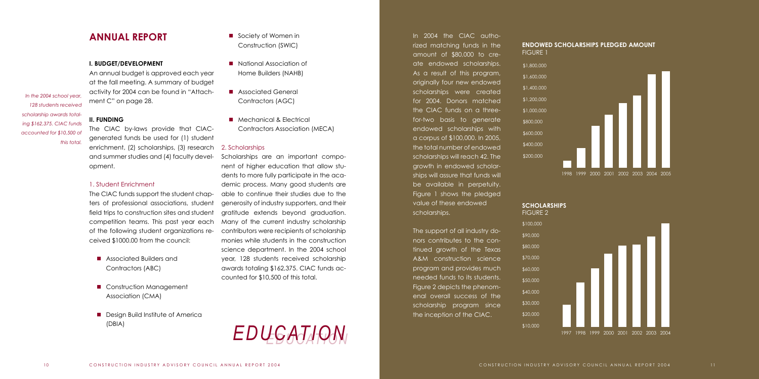## ANNUAL REPORT

*In the 2004 school year, 128 students received scholarship awards totaling $162,375. CIAC funds accounted for $10,500 of this total.*

### I. BUDGET/DEVELOPMENT

An annual budget is approved each year at the fall meeting. A summary of budget activity for 2004 can be found in "Attachment C" on page 28.

### II. FUNDING

The CIAC by-laws provide that CIAC-generated funds be used for (1) student enrichment, (2) scholarships, (3) research and summer studies and (4) faculty development.

#### 1. Student Enrichment

The CIAC funds support the student chapters of professional associations, student field trips to construction sites and student competition teams. This past year each of the following student organizations received $1000.00 from the council:

- Associated Builders and Contractors (ABC)
- Construction Management Association (CMA)
- Design Build Institute of America (DBIA)
- Society of Women in Construction (SWIC)
- National Association of Home Builders (NAHB)
- Associated General Contractors (AGC)
- Mechanical & Electrical Contractors Association (MECA)

#### 2. Scholarships

Scholarships are an important component of higher education that allow students to more fully participate in the academic process. Many good students are able to continue their studies due to the generosity of industry supporters, and their gratitude extends beyond graduation. Many of the current industry scholarship contributors were recipients of scholarship monies while students in the construction science department. In the 2004 school year, 128 students received scholarship awards totaling $162,375. CIAC funds accounted for $10,500 of this total.

*EDUCATION*

In 2004 the CIAC authorized matching funds in the amount of $80,000 to create endowed scholarships. As a result of this program, originally four new endowed scholarships were created for 2004. Donors matched the CIAC funds on a three-for-two basis to generate endowed scholarships with a corpus of $100,000. In 2005, the total number of endowed scholarships will reach 42. The growth in endowed scholarships will assure that funds will be available in perpetuity. Figure 1 shows the pledged value of these endowed scholarships.

The support of all industry donors contributes to the continued growth of the Texas A&M construction science program and provides much needed funds to its students. Figure 2 depicts the phenomenal overall success of the scholarship program since the inception of the CIAC.

**ENDOWED SCHOLARSHIPS PLEDGED AMOUNT**
FIGURE 1

**SCHOLARSHIPS**
FIGURE 2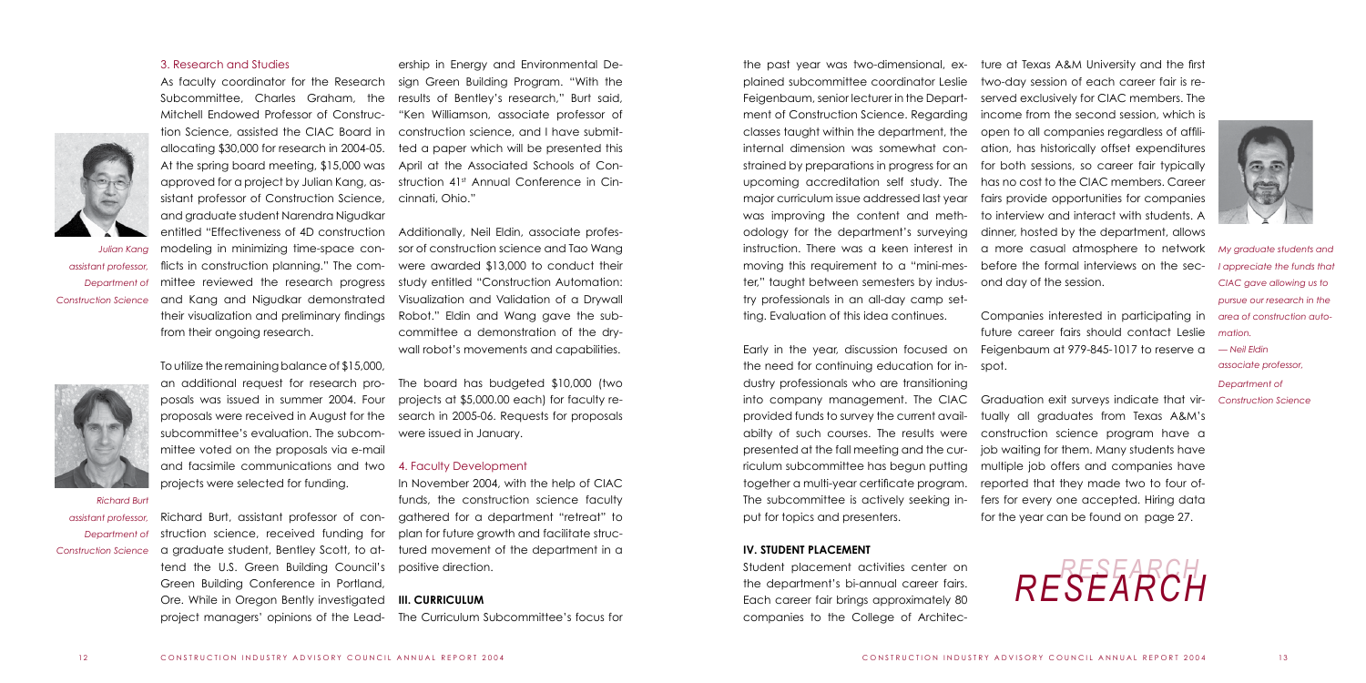### 3. Research and Studies

As faculty coordinator for the Research Subcommittee, Charles Graham, the Mitchell Endowed Professor of Construction Science, assisted the CIAC Board in allocating $30,000 for research in 2004-05. At the spring board meeting, $15,000 was approved for a project by Julian Kang, assistant professor of Construction Science, and graduate student Narendra Nigudkar entitled "Effectiveness of 4D construction modeling in minimizing time-space conflicts in construction planning." The committee reviewed the research progress and Kang and Nigudkar demonstrated their visualization and preliminary findings from their ongoing research.

*Julian Kang assistant professor, Department of Construction Science*

To utilize the remaining balance of $15,000, an additional request for research proposals was issued in summer 2004. Four proposals were received in August for the subcommittee's evaluation. The subcommittee voted on the proposals via e-mail and facsimile communications and two projects were selected for funding.

*Richard Burt assistant professor, Department of Construction Science*

Richard Burt, assistant professor of construction science, received funding for a graduate student, Bentley Scott, to attend the U.S. Green Building Council's Green Building Conference in Portland, Ore. While in Oregon Bently investigated project managers' opinions of the Leadership in Energy and Environmental Design Green Building Program. "With the results of Bentley's research," Burt said, "Ken Williamson, associate professor of construction science, and I have submitted a paper which will be presented this April at the Associated Schools of Construction 41st Annual Conference in Cincinnati, Ohio."

Additionally, Neil Eldin, associate professor of construction science and Tao Wang were awarded $13,000 to conduct their study entitled "Construction Automation: Visualization and Validation of a Drywall Robot." Eldin and Wang gave the subcommittee a demonstration of the drywall robot's movements and capabilities.

The board has budgeted $10,000 (two projects at $5,000.00 each) for faculty research in 2005-06. Requests for proposals were issued in January.

### 4. Faculty Development

In November 2004, with the help of CIAC funds, the construction science faculty gathered for a department "retreat" to plan for future growth and facilitate structured movement of the department in a positive direction.

## III. CURRICULUM

The Curriculum Subcommittee's focus for the past year was two-dimensional, explained subcommittee coordinator Leslie Feigenbaum, senior lecturer in the Department of Construction Science. Regarding classes taught within the department, the internal dimension was somewhat constrained by preparations in progress for an upcoming accreditation self study. The major curriculum issue addressed last year was improving the content and methodology for the department's surveying instruction. There was a keen interest in moving this requirement to a "mini-mester," taught between semesters by industry professionals in an all-day camp setting. Evaluation of this idea continues.

Early in the year, discussion focused on the need for continuing education for industry professionals who are transitioning into company management. The CIAC provided funds to survey the current availabilty of such courses. The results were presented at the fall meeting and the curriculum subcommittee has begun putting together a multi-year certificate program. The subcommittee is actively seeking input for topics and presenters.

## IV. STUDENT PLACEMENT

Student placement activities center on the department's bi-annual career fairs. Each career fair brings approximately 80 companies to the College of Architecture at Texas A&M University and the first two-day session of each career fair is reserved exclusively for CIAC members. The income from the second session, which is open to all companies regardless of affiliation, has historically offset expenditures for both sessions, so career fair typically has no cost to the CIAC members. Career fairs provide opportunities for companies to interview and interact with students. A dinner, hosted by the department, allows a more casual atmosphere to network before the formal interviews on the second day of the session.

Companies interested in participating in future career fairs should contact Leslie Feigenbaum at 979-845-1017 to reserve a spot.

Graduation exit surveys indicate that virtually all graduates from Texas A&M's construction science program have a job waiting for them. Many students have multiple job offers and companies have reported that they made two to four offers for every one accepted. Hiring data for the year can be found on page 27.

*My graduate students and I appreciate the funds that CIAC gave allowing us to pursue our research in the area of construction automation.*
*— Neil Eldin associate professor, Department of Construction Science*

RESEARCH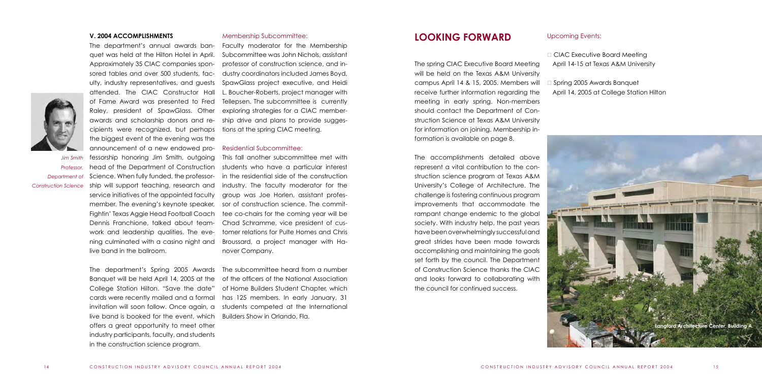### V. 2004 ACCOMPLISHMENTS

The department's annual awards banquet was held at the Hilton Hotel in April. Approximately 35 CIAC companies sponsored tables and over 500 students, faculty, industry representatives, and guests attended. The CIAC Constructor Hall of Fame Award was presented to Fred Raley, president of SpawGlass. Other awards and scholarship donors and recipients were recognized, but perhaps the biggest event of the evening was the announcement of a new endowed professorship honoring Jim Smith, outgoing head of the Department of Construction Science. When fully funded, the professorship will support teaching, research and service initiatives of the appointed faculty member. The evening's keynote speaker, Fightin' Texas Aggie Head Football Coach Dennis Franchione, talked about teamwork and leadership qualities. The evening culminated with a casino night and live band in the ballroom.

*Jim Smith Professor, Department of Construction Science*

The department's Spring 2005 Awards Banquet will be held April 14, 2005 at the College Station Hilton. "Save the date" cards were recently mailed and a formal invitation will soon follow. Once again, a live band is booked for the event, which offers a great opportunity to meet other industry participants, faculty, and students in the construction science program.

#### Membership Subcommittee:

Faculty moderator for the Membership Subcommittee was John Nichols, assistant professor of construction science, and industry coordinators included James Boyd, SpawGlass project executive, and Heidi L. Boucher-Roberts, project manager with Tellepsen. The subcommittee is currently exploring strategies for a CIAC membership drive and plans to provide suggestions at the spring CIAC meeting.

#### Residential Subcommittee:

This fall another subcommittee met with students who have a particular interest in the residential side of the construction industry. The faculty moderator for the group was Joe Horlen, assistant professor of construction science. The committee co-chairs for the coming year will be Chad Schramme, vice president of customer relations for Pulte Homes and Chris Broussard, a project manager with Hanover Company.

The subcommittee heard from a number of the officers of the National Association of Home Builders Student Chapter, which has 125 members. In early January, 31 students competed at the International Builders Show in Orlando, Fla.

## LOOKING FORWARD

The spring CIAC Executive Board Meeting will be held on the Texas A&M University campus April 14 & 15, 2005. Members will receive further information regarding the meeting in early spring. Non-members should contact the Department of Construction Science at Texas A&M University for information on joining. Membership information is available on page 8.

The accomplishments detailed above represent a vital contribution to the construction science program at Texas A&M University's College of Architecture. The challenge is fostering continuous program improvements that accommodate the rampant change endemic to the global society. With industry help, the past years have been overwhelmingly successful and great strides have been made towards accomplishing and maintaining the goals set forth by the council. The Department of Construction Science thanks the CIAC and looks forward to collaborating with the council for continued success.

#### Upcoming Events:

- CIAC Executive Board Meeting
  April 14-15 at Texas A&M University
- Spring 2005 Awards Banquet
  April 14, 2005 at College Station Hilton

Langford Architecture Center, Building A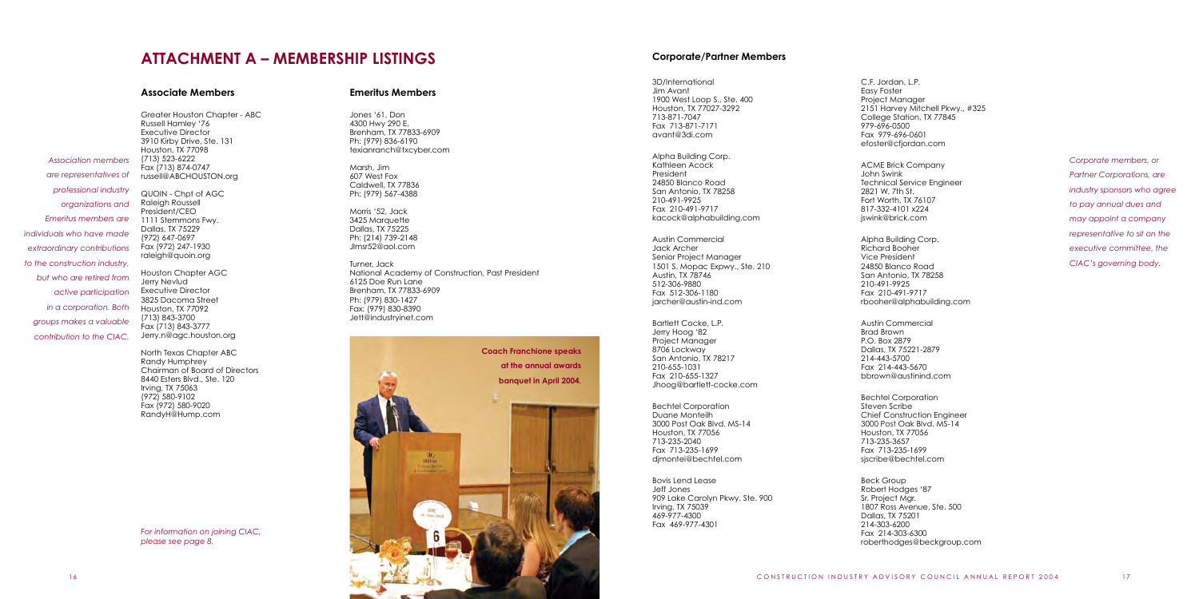# ATTACHMENT A – MEMBERSHIP LISTINGS

*Association members are representatives of professional industry organizations and Emeritus members are individuals who have made extraordinary contributions to the construction industry, but who are retired from active participation in a corporation. Both groups makes a valuable contribution to the CIAC.*

## Associate Members

Greater Houston Chapter - ABC
Russell Hamley '76
Executive Director
3910 Kirby Drive, Ste. 131
Houston, TX 77098
(713) 523-6222
Fax (713) 874-0747
russell@ABCHOUSTON.org

QUOIN - Chpt of AGC
Raleigh Roussell
President/CEO
1111 Stemmons Fwy.
Dallas, TX 75229
(972) 647-0697
Fax (972) 247-1930
raleigh@quoin.org

Houston Chapter AGC
Jerry Nevlud
Executive Director
3825 Dacoma Street
Houston, TX 77092
(713) 843-3700
Fax (713) 843-3777
Jerry.n@agc.houston.org

North Texas Chapter ABC
Randy Humphrey
Chairman of Board of Directors
8440 Esters Blvd., Ste. 120
Irving, TX 75063
(972) 580-9102
Fax (972) 580-9020
RandyH@Hump.com

*For information on joining CIAC, please see page 8.*

## Emeritus Members

Jones '61, Don
4300 Hwy 290 E.
Brenham, TX 77833-6909
Ph: (979) 836-6190
texianranch@txcyber.com

Marsh, Jim
607 West Fox
Caldwell, TX 77836
Ph: (979) 567-4388

Morris '52, Jack
3425 Marquette
Dallas, TX 75225
Ph: (214) 739-2148
Jlmsr52@aol.com

Turner, Jack
National Academy of Construction, Past President
6125 Doe Run Lane
Brenham, TX 77833-6909
Ph: (979) 830-1427
Fax: (979) 830-8390
Jett@industryinet.com

Coach Franchione speaks at the annual awards banquet in April 2004.

## Corporate/Partner Members

*Corporate members, or Partner Corporations, are industry sponsors who agree to pay annual dues and may appoint a company representative to sit on the executive committee, the CIAC's governing body.*

3D/International
Jim Avant
1900 West Loop S., Ste. 400
Houston, TX 77027-3292
713-871-7047
Fax 713-871-7171
avant@3di.com

Alpha Building Corp.
Kathleen Acock
President
24850 Blanco Road
San Antonio, TX 78258
210-491-9925
Fax 210-491-9717
kacock@alphabuilding.com

Austin Commercial
Jack Archer
Senior Project Manager
1501 S. Mopac Expwy., Ste. 210
Austin, TX 78746
512-306-9880
Fax 512-306-1180
jarcher@austin-ind.com

Bartlett Cocke, L.P.
Jerry Hoog '82
Project Manager
8706 Lockway
San Antonio, TX 78217
210-655-1031
Fax 210-655-1327
Jhoog@bartlett-cocke.com

Bechtel Corporation
Duane Monteilh
3000 Post Oak Blvd. MS-14
Houston, TX 77056
713-235-2040
Fax 713-235-1699
djmontei@bechtel.com

Bovis Lend Lease
Jeff Jones
909 Lake Carolyn Pkwy. Ste. 900
Irving, TX 75039
469-977-4300
Fax 469-977-4301

C.F. Jordan, L.P.
Easy Foster
Project Manager
2151 Harvey Mitchell Pkwy., #325
College Station, TX 77845
979-696-0500
Fax 979-696-0601
efoster@cfjordan.com

ACME Brick Company
John Swink
Technical Service Engineer
2821 W. 7th St.
Fort Worth, TX 76107
817-332-4101 x224
jswink@brick.com

Alpha Building Corp.
Richard Booher
Vice President
24850 Blanco Road
San Antonio, TX 78258
210-491-9925
Fax 210-491-9717
rbooher@alphabuilding.com

Austin Commercial
Brad Brown
P.O. Box 2879
Dallas, TX 75221-2879
214-443-5700
Fax 214-443-5670
bbrown@austinind.com

Bechtel Corporation
Steven Scribe
Chief Construction Engineer
3000 Post Oak Blvd. MS-14
Houston, TX 77056
713-235-3657
Fax 713-235-1699
sjscribe@bechtel.com

Beck Group
Robert Hodges '87
Sr. Project Mgr.
1807 Ross Avenue, Ste. 500
Dallas, TX 75201
214-303-6200
Fax 214-303-6300
roberthodges@beckgroup.com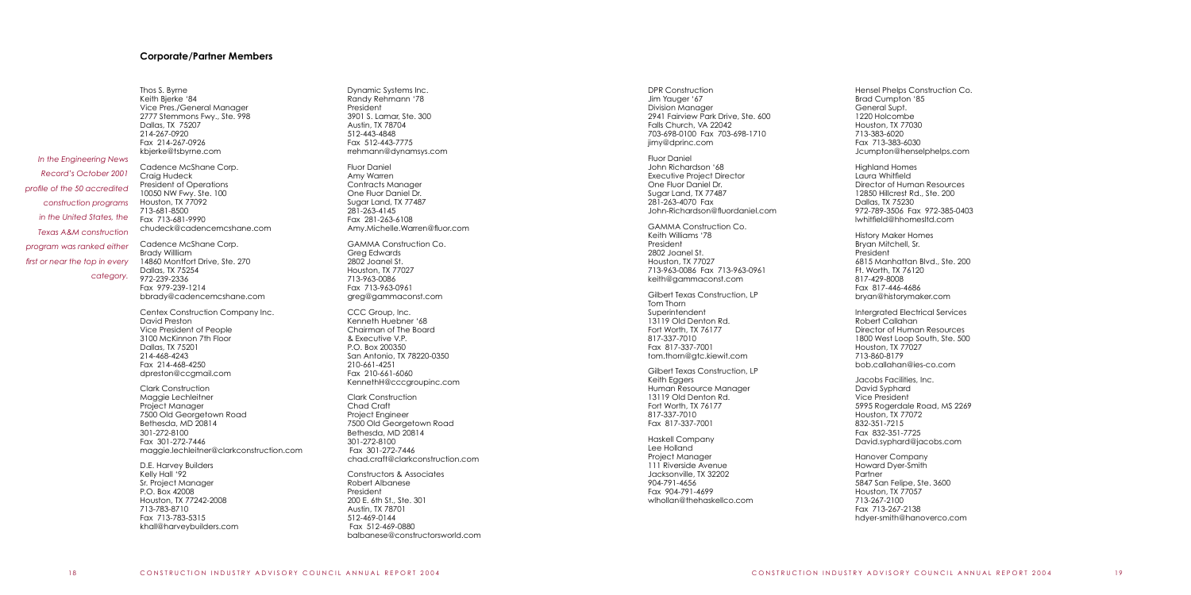## Corporate/Partner Members

*In the Engineering News Record's October 2001 profile of the 50 accredited construction programs in the United States, the Texas A&M construction program was ranked either first or near the top in every category.*

Thos S. Byrne
Keith Bjerke '84
Vice Pres./General Manager
2777 Stemmons Fwy., Ste. 998
Dallas, TX 75207
214-267-0920
Fax 214-267-0926
kbjerke@tsbyrne.com

Cadence McShane Corp.
Craig Hudeck
President of Operations
10050 NW Fwy. Ste. 100
Houston, TX 77092
713-681-8500
Fax 713-681-9990
chudeck@cadencemcshane.com

Cadence McShane Corp.
Brady Willliam
14860 Montfort Drive, Ste. 270
Dallas, TX 75254
972-239-2336
Fax 979-239-1214
bbrady@cadencemcshane.com

Centex Construction Company Inc.
David Preston
Vice President of People
3100 McKinnon 7th Floor
Dallas, TX 75201
214-468-4243
Fax 214-468-4250
dpreston@ccgmail.com

Clark Construction
Maggie Lechleitner
Project Manager
7500 Old Georgetown Road
Bethesda, MD 20814
301-272-8100
Fax 301-272-7446
maggie.lechleitner@clarkconstruction.com

D.E. Harvey Builders
Kelly Hall '92
Sr. Project Manager
P.O. Box 42008
Houston, TX 77242-2008
713-783-8710
Fax 713-783-5315
khall@harveybuilders.com

Dynamic Systems Inc.
Randy Rehmann '78
President
3901 S. Lamar, Ste. 300
Austin, TX 78704
512-443-4848
Fax 512-443-7775
rrehmann@dynamsys.com

Fluor Daniel
Amy Warren
Contracts Manager
One Fluor Daniel Dr.
Sugar Land, TX 77487
281-263-4145
Fax 281-263-6108
Amy.Michelle.Warren@fluor.com

GAMMA Construction Co.
Greg Edwards
2802 Joanel St.
Houston, TX 77027
713-963-0086
Fax 713-963-0961
greg@gammaconst.com

CCC Group, Inc.
Kenneth Huebner '68
Chairman of The Board
& Executive V.P.
P.O. Box 200350
San Antonio, TX 78220-0350
210-661-4251
Fax 210-661-6060
KennethH@cccgroupinc.com

Clark Construction
Chad Craft
Project Engineer
7500 Old Georgetown Road
Bethesda, MD 20814
301-272-8100
Fax 301-272-7446
chad.craft@clarkconstruction.com

Constructors & Associates
Robert Albanese
President
200 E. 6th St., Ste. 301
Austin, TX 78701
512-469-0144
Fax 512-469-0880
balbanese@constructorsworld.com

DPR Construction
Jim Yauger '67
Division Manager
2941 Fairview Park Drive, Ste. 600
Falls Church, VA 22042
703-698-0100 Fax 703-698-1710
jimy@dprinc.com

Fluor Daniel
John Richardson '68
Executive Project Director
One Fluor Daniel Dr.
Sugar Land, TX 77487
281-263-4070 Fax
John-Richardson@fluordaniel.com

GAMMA Construction Co.
Keith Williams '78
President
2802 Joanel St.
Houston, TX 77027
713-963-0086 Fax 713-963-0961
keith@gammaconst.com

Gilbert Texas Construction, LP
Tom Thorn
Superintendent
13119 Old Denton Rd.
Fort Worth, TX 76177
817-337-7010
Fax 817-337-7001
tom.thorn@gtc.kiewit.com

Gilbert Texas Construction, LP
Keith Eggers
Human Resource Manager
13119 Old Denton Rd.
Fort Worth, TX 76177
817-337-7010
Fax 817-337-7001

Haskell Company
Lee Holland
Project Manager
111 Riverside Avenue
Jacksonville, TX 32202
904-791-4656
Fax 904-791-4699
wlhollan@thehaskellco.com

Hensel Phelps Construction Co.
Brad Cumpton '85
General Supt.
1220 Holcombe
Houston, TX 77030
713-383-6020
Fax 713-383-6030
Jcumpton@henselphelps.com

Highland Homes
Laura Whitfield
Director of Human Resources
12850 Hillcrest Rd., Ste. 200
Dallas, TX 75230
972-789-3506 Fax 972-385-0403
lwhitfield@hhomesltd.com

History Maker Homes
Bryan Mitchell, Sr.
President
6815 Manhattan Blvd., Ste. 200
Ft. Worth, TX 76120
817-429-8008
Fax 817-446-4686
bryan@historymaker.com

Intergrated Electrical Services
Robert Callahan
Director of Human Resources
1800 West Loop South, Ste. 500
Houston, TX 77027
713-860-8179
bob.callahan@ies-co.com

Jacobs Facilities, Inc.
David Syphard
Vice President
5995 Rogerdale Road, MS 2269
Houston, TX 77072
832-351-7215
Fax 832-351-7725
David.syphard@jacobs.com

Hanover Company
Howard Dyer-Smith
Partner
5847 San Felipe, Ste. 3600
Houston, TX 77057
713-267-2100
Fax 713-267-2138
hdyer-smith@hanoverco.com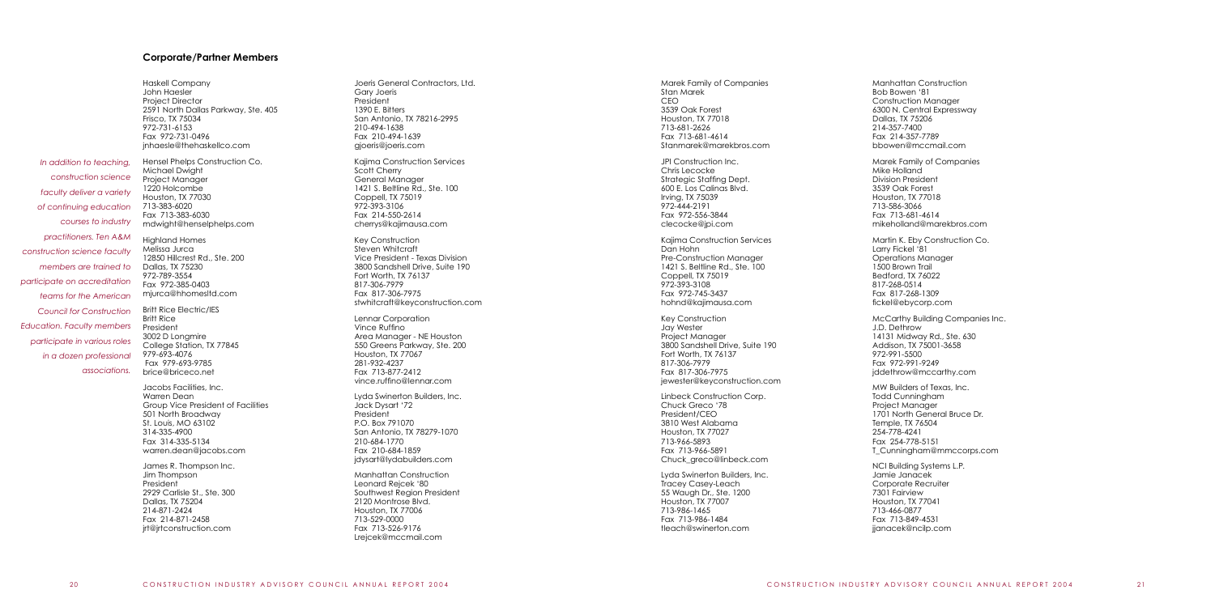## Corporate/Partner Members

*In addition to teaching, construction science faculty deliver a variety of continuing education courses to industry practitioners. Ten A&M construction science faculty members are trained to participate on accreditation teams for the American Council for Construction Education. Faculty members participate in various roles in a dozen professional associations.*

Haskell Company
John Haesler
Project Director
2591 North Dallas Parkway, Ste. 405
Frisco, TX 75034
972-731-6153
Fax 972-731-0496
jnhaesle@thehaskellco.com

Hensel Phelps Construction Co.
Michael Dwight
Project Manager
1220 Holcombe
Houston, TX 77030
713-383-6020
Fax 713-383-6030
mdwight@henselphelps.com

Highland Homes
Melissa Jurca
12850 Hillcrest Rd., Ste. 200
Dallas, TX 75230
972-789-3554
Fax 972-385-0403
mjurca@hhomesltd.com

Britt Rice Electric/IES
Britt Rice
President
3002 D Longmire
College Station, TX 77845
979-693-4076
Fax 979-693-9785
brice@briceco.net

Jacobs Facilities, Inc.
Warren Dean
Group Vice President of Facilities
501 North Broadway
St. Louis, MO 63102
314-335-4900
Fax 314-335-5134
warren.dean@jacobs.com

James R. Thompson Inc.
Jim Thompson
President
2929 Carlisle St., Ste. 300
Dallas, TX 75204
214-871-2424
Fax 214-871-2458
jrt@jrtconstruction.com

Joeris General Contractors, Ltd.
Gary Joeris
President
1390 E. Bitters
San Antonio, TX 78216-2995
210-494-1638
Fax 210-494-1639
gjoeris@joeris.com

Kajima Construction Services
Scott Cherry
General Manager
1421 S. Beltline Rd., Ste. 100
Coppell, TX 75019
972-393-3106
Fax 214-550-2614
cherrys@kajimausa.com

Key Construction
Steven Whitcraft
Vice President - Texas Division
3800 Sandshell Drive, Suite 190
Fort Worth, TX 76137
817-306-7979
Fax 817-306-7975
stwhitcraft@keyconstruction.com

Lennar Corporation
Vince Ruffino
Area Manager - NE Houston
550 Greens Parkway, Ste. 200
Houston, TX 77067
281-932-4237
Fax 713-877-2412
vince.ruffino@lennar.com

Lyda Swinerton Builders, Inc.
Jack Dysart '72
President
P.O. Box 791070
San Antonio, TX 78279-1070
210-684-1770
Fax 210-684-1859
jdysart@lydabuilders.com

Manhattan Construction
Leonard Rejcek '80
Southwest Region President
2120 Montrose Blvd.
Houston, TX 77006
713-529-0000
Fax 713-526-9176
Lrejcek@mccmail.com

Marek Family of Companies
Stan Marek
CEO
3539 Oak Forest
Houston, TX 77018
713-681-2626
Fax 713-681-4614
Stanmarek@marekbros.com

JPI Construction Inc.
Chris Lecocke
Strategic Staffing Dept.
600 E. Los Calinas Blvd.
Irving, TX 75039
972-444-2191
Fax 972-556-3844
clecocke@jpi.com

Kajima Construction Services
Dan Hohn
Pre-Construction Manager
1421 S. Beltline Rd., Ste. 100
Coppell, TX 75019
972-393-3108
Fax 972-745-3437
hohnd@kajimausa.com

Key Construction
Jay Wester
Project Manager
3800 Sandshell Drive, Suite 190
Fort Worth, TX 76137
817-306-7979
Fax 817-306-7975
jewester@keyconstruction.com

Linbeck Construction Corp.
Chuck Greco '78
President/CEO
3810 West Alabama
Houston, TX 77027
713-966-5893
Fax 713-966-5891
Chuck_greco@linbeck.com

Lyda Swinerton Builders, Inc.
Tracey Casey-Leach
55 Waugh Dr., Ste. 1200
Houston, TX 77007
713-986-1465
Fax 713-986-1484
tleach@swinerton.com

Manhattan Construction
Bob Bowen '81
Construction Manager
6300 N. Central Expressway
Dallas, TX 75206
214-357-7400
Fax 214-357-7789
bbowen@mccmail.com

Marek Family of Companies
Mike Holland
Division President
3539 Oak Forest
Houston, TX 77018
713-586-3066
Fax 713-681-4614
mikeholland@marekbros.com

Martin K. Eby Construction Co.
Larry Fickel '81
Operations Manager
1500 Brown Trail
Bedford, TX 76022
817-268-0514
Fax 817-268-1309
fickel@ebycorp.com

McCarthy Building Companies Inc.
J.D. Dethrow
14131 Midway Rd., Ste. 630
Addison, TX 75001-3658
972-991-5500
Fax 972-991-9249
jddethrow@mccarthy.com

MW Builders of Texas, Inc.
Todd Cunningham
Project Manager
1701 North General Bruce Dr.
Temple, TX 76504
254-778-4241
Fax 254-778-5151
T_Cunningham@mmccorps.com

NCI Building Systems L.P.
Jamie Janacek
Corporate Recruiter
7301 Fairview
Houston, TX 77041
713-466-0877
Fax 713-849-4531
jjanacek@ncilp.com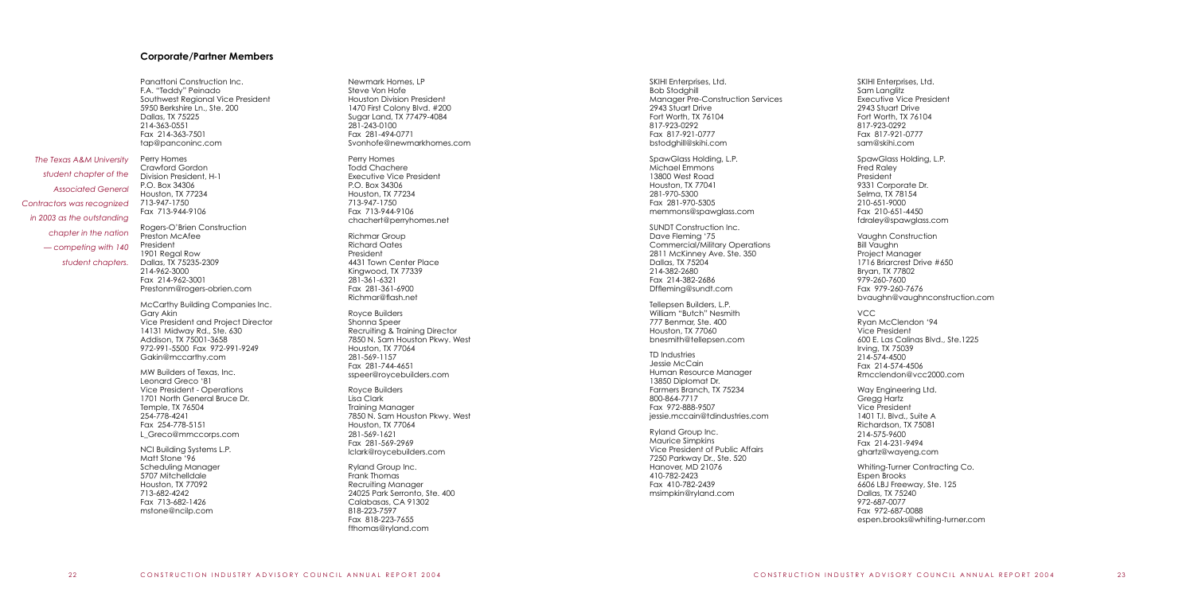## Corporate/Partner Members

*The Texas A&M University student chapter of the Associated General Contractors was recognized in 2003 as the outstanding chapter in the nation — competing with 140 student chapters.*

Panattoni Construction Inc.
F.A. "Teddy" Peinado
Southwest Regional Vice President
5950 Berkshire Ln., Ste. 200
Dallas, TX 75225
214-363-0551
Fax 214-363-7501
tap@panconinc.com

Perry Homes
Crawford Gordon
Division President, H-1
P.O. Box 34306
Houston, TX 77234
713-947-1750
Fax 713-944-9106

Rogers-O'Brien Construction
Preston McAfee
President
1901 Regal Row
Dallas, TX 75235-2309
214-962-3000
Fax 214-962-3001
Prestonm@rogers-obrien.com

McCarthy Building Companies Inc.
Gary Akin
Vice President and Project Director
14131 Midway Rd., Ste. 630
Addison, TX 75001-3658
972-991-5500 Fax 972-991-9249
Gakin@mccarthy.com

MW Builders of Texas, Inc.
Leonard Greco '81
Vice President - Operations
1701 North General Bruce Dr.
Temple, TX 76504
254-778-4241
Fax 254-778-5151
L_Greco@mmccorps.com

NCI Building Systems L.P.
Matt Stone '96
Scheduling Manager
5707 Mitchelldale
Houston, TX 77092
713-682-4242
Fax 713-682-1426
mstone@ncilp.com

Newmark Homes, LP
Steve Von Hofe
Houston Division President
1470 First Colony Blvd. #200
Sugar Land, TX 77479-4084
281-243-0100
Fax 281-494-0771
Svonhofe@newmarkhomes.com

Perry Homes
Todd Chachere
Executive Vice President
P.O. Box 34306
Houston, TX 77234
713-947-1750
Fax 713-944-9106
chachert@perryhomes.net

Richmar Group
Richard Oates
President
4431 Town Center Place
Kingwood, TX 77339
281-361-6321
Fax 281-361-6900
Richmar@flash.net

Royce Builders
Shonna Speer
Recruiting & Training Director
7850 N. Sam Houston Pkwy. West
Houston, TX 77064
281-569-1157
Fax 281-744-4651
sspeer@roycebuilders.com

Royce Builders
Lisa Clark
Training Manager
7850 N. Sam Houston Pkwy. West
Houston, TX 77064
281-569-1621
Fax 281-569-2969
lclark@roycebuilders.com

Ryland Group Inc.
Frank Thomas
Recruiting Manager
24025 Park Serronto, Ste. 400
Calabasas, CA 91302
818-223-7597
Fax 818-223-7655
fthomas@ryland.com

SKIHI Enterprises, Ltd.
Bob Stodghill
Manager Pre-Construction Services
2943 Stuart Drive
Fort Worth, TX 76104
817-923-0292
Fax 817-921-0777
bstodghill@skihi.com

SpawGlass Holding, L.P.
Michael Emmons
13800 West Road
Houston, TX 77041
281-970-5300
Fax 281-970-5305
memmons@spawglass.com

SUNDT Construction Inc.
Dave Fleming '75
Commercial/Military Operations
2811 McKinney Ave. Ste. 350
Dallas, TX 75204
214-382-2680
Fax 214-382-2686
Dffleming@sundt.com

Tellepsen Builders, L.P.
William "Butch" Nesmith
777 Benmar, Ste. 400
Houston, TX 77060
bnesmith@tellepsen.com

TD Industries
Jessie McCain
Human Resource Manager
13850 Diplomat Dr.
Farmers Branch, TX 75234
800-864-7717
Fax 972-888-9507
jessie.mccain@tdindustries.com

Ryland Group Inc.
Maurice Simpkins
Vice President of Public Affairs
7250 Parkway Dr., Ste. 520
Hanover, MD 21076
410-782-2423
Fax 410-782-2439
msimpkin@ryland.com

SKIHI Enterprises, Ltd.
Sam Langlitz
Executive Vice President
2943 Stuart Drive
Fort Worth, TX 76104
817-923-0292
Fax 817-921-0777
sam@skihi.com

SpawGlass Holding, L.P.
Fred Raley
President
9331 Corporate Dr.
Selma, TX 78154
210-651-9000
Fax 210-651-4450
fdraley@spawglass.com

Vaughn Construction
Bill Vaughn
Project Manager
1716 Briarcrest Drive #650
Bryan, TX 77802
979-260-7600
Fax 979-260-7676
bvaughn@vaughnconstruction.com

VCC
Ryan McClendon '94
Vice President
600 E. Las Calinas Blvd., Ste.1225
Irving, TX 75039
214-574-4500
Fax 214-574-4506
Rmcclendon@vcc2000.com

Way Engineering Ltd.
Gregg Hartz
Vice President
1401 T.I. Blvd., Suite A
Richardson, TX 75081
214-575-9600
Fax 214-231-9494
ghartz@wayeng.com

Whiting-Turner Contracting Co.
Espen Brooks
6606 LBJ Freeway, Ste. 125
Dallas, TX 75240
972-687-0077
Fax 972-687-0088
espen.brooks@whiting-turner.com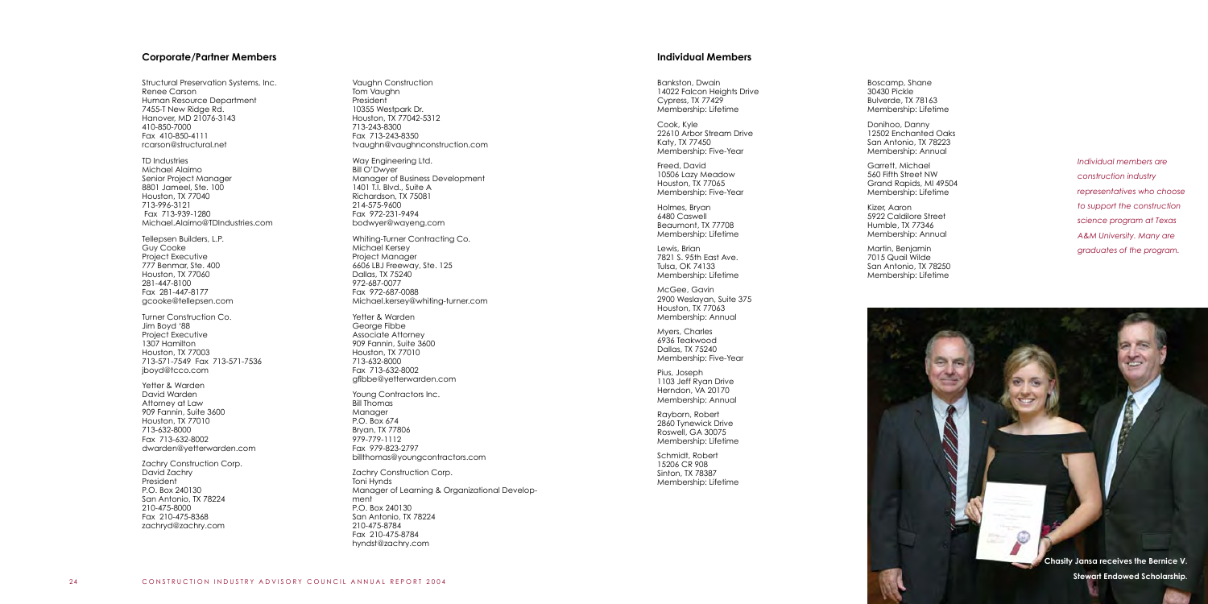## Corporate/Partner Members

Structural Preservation Systems, Inc.
Renee Carson
Human Resource Department
7455-T New Ridge Rd.
Hanover, MD 21076-3143
410-850-7000
Fax 410-850-4111
rcarson@structural.net

TD Industries
Michael Alaimo
Senior Project Manager
8801 Jameel, Ste. 100
Houston, TX 77040
713-996-3121
Fax 713-939-1280
Michael.Alaimo@TDIndustries.com

Tellepsen Builders, L.P.
Guy Cooke
Project Executive
777 Benmar, Ste. 400
Houston, TX 77060
281-447-8100
Fax 281-447-8177
gcooke@tellepsen.com

Turner Construction Co.
Jim Boyd '88
Project Executive
1307 Hamilton
Houston, TX 77003
713-571-7549 Fax 713-571-7536
jboyd@tcco.com

Yetter & Warden
David Warden
Attorney at Law
909 Fannin, Suite 3600
Houston, TX 77010
713-632-8000
Fax 713-632-8002
dwarden@yetterwarden.com

Zachry Construction Corp.
David Zachry
President
P.O. Box 240130
San Antonio, TX 78224
210-475-8000
Fax 210-475-8368
zachryd@zachry.com

Vaughn Construction
Tom Vaughn
President
10355 Westpark Dr.
Houston, TX 77042-5312
713-243-8300
Fax 713-243-8350
tvaughn@vaughnconstruction.com

Way Engineering Ltd.
Bill O'Dwyer
Manager of Business Development
1401 T.I. Blvd., Suite A
Richardson, TX 75081
214-575-9600
Fax 972-231-9494
bodwyer@wayeng.com

Whiting-Turner Contracting Co.
Michael Kersey
Project Manager
6606 LBJ Freeway, Ste. 125
Dallas, TX 75240
972-687-0077
Fax 972-687-0088
Michael.kersey@whiting-turner.com

Yetter & Warden
George Fibbe
Associate Attorney
909 Fannin, Suite 3600
Houston, TX 77010
713-632-8000
Fax 713-632-8002
gfibbe@yetterwarden.com

Young Contractors Inc.
Bill Thomas
Manager
P.O. Box 674
Bryan, TX 77806
979-779-1112
Fax 979-823-2797
billthomas@youngcontractors.com

Zachry Construction Corp.
Toni Hynds
Manager of Learning & Organizational Development
P.O. Box 240130
San Antonio, TX 78224
210-475-8784
Fax 210-475-8784
hyndst@zachry.com

## Individual Members

Bankston, Dwain
14022 Falcon Heights Drive
Cypress, TX 77429
Membership: Lifetime

Cook, Kyle
22610 Arbor Stream Drive
Katy, TX 77450
Membership: Five-Year

Freed, David
10506 Lazy Meadow
Houston, TX 77065
Membership: Five-Year

Holmes, Bryan
6480 Caswell
Beaumont, TX 77708
Membership: Lifetime

Lewis, Brian
7821 S. 95th East Ave.
Tulsa, OK 74133
Membership: Lifetime

McGee, Gavin
2900 Weslayan, Suite 375
Houston, TX 77063
Membership: Annual

Myers, Charles
6936 Teakwood
Dallas, TX 75240
Membership: Five-Year

Pius, Joseph
1103 Jeff Ryan Drive
Herndon, VA 20170
Membership: Annual

Rayborn, Robert
2860 Tynewick Drive
Roswell, GA 30075
Membership: Lifetime

Schmidt, Robert
15206 CR 908
Sinton, TX 78387
Membership: Lifetime

Boscamp, Shane
30430 Pickle
Bulverde, TX 78163
Membership: Lifetime

Donihoo, Danny
12502 Enchanted Oaks
San Antonio, TX 78223
Membership: Annual

Garrett, Michael
560 Fifth Street NW
Grand Rapids, MI 49504
Membership: Lifetime

Kizer, Aaron
5922 Caldilore Street
Humble, TX 77346
Membership: Annual

Martin, Benjamin
7015 Quail Wilde
San Antonio, TX 78250
Membership: Lifetime

*Individual members are construction industry representatives who choose to support the construction science program at Texas A&M University. Many are graduates of the program.*

**Chasity Jansa receives the Bernice V. Stewart Endowed Scholarship.**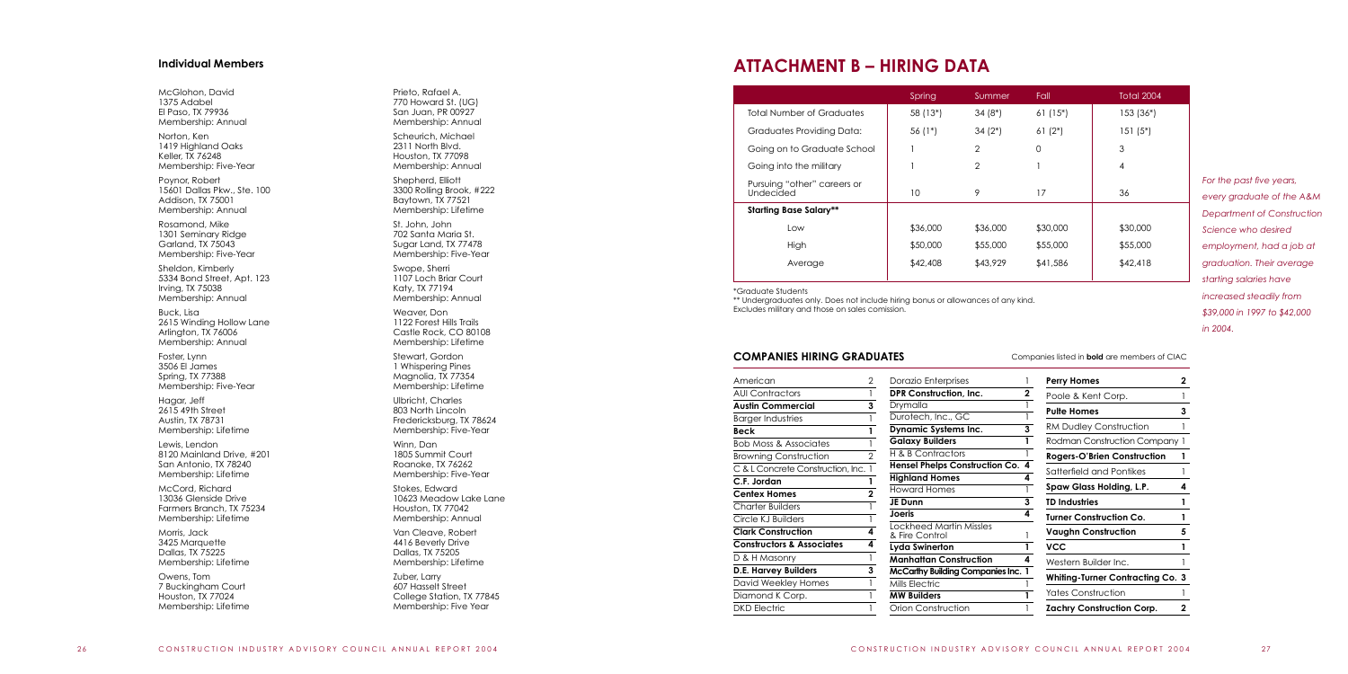## Individual Members

McGlohon, David
1375 Adabel
El Paso, TX 79936
Membership: Annual

Norton, Ken
1419 Highland Oaks
Keller, TX 76248
Membership: Five-Year

Poynor, Robert
15601 Dallas Pkw., Ste. 100
Addison, TX 75001
Membership: Annual

Rosamond, Mike
1301 Seminary Ridge
Garland, TX 75043
Membership: Five-Year

Sheldon, Kimberly
5334 Bond Street, Apt. 123
Irving, TX 75038
Membership: Annual

Buck, Lisa
2615 Winding Hollow Lane
Arlington, TX 76006
Membership: Annual

Foster, Lynn
3506 El James
Spring, TX 77388
Membership: Five-Year

Hagar, Jeff
2615 49th Street
Austin, TX 78731
Membership: Lifetime

Lewis, Lendon
8120 Mainland Drive, #201
San Antonio, TX 78240
Membership: Lifetime

McCord, Richard
13036 Glenside Drive
Farmers Branch, TX 75234
Membership: Lifetime

Morris, Jack
3425 Marquette
Dallas, TX 75225
Membership: Lifetime

Owens, Tom
7 Buckingham Court
Houston, TX 77024
Membership: Lifetime

Prieto, Rafael A.
770 Howard St. (UG)
San Juan, PR 00927
Membership: Annual

Scheurich, Michael
2311 North Blvd.
Houston, TX 77098
Membership: Annual

Shepherd, Elliott
3300 Rolling Brook, #222
Baytown, TX 77521
Membership: Lifetime

St. John, John
702 Santa Maria St.
Sugar Land, TX 77478
Membership: Five-Year

Swope, Sherri
1107 Loch Briar Court
Katy, TX 77194
Membership: Annual

Weaver, Don
1122 Forest Hills Trails
Castle Rock, CO 80108
Membership: Lifetime

Stewart, Gordon
1 Whispering Pines
Magnolia, TX 77354
Membership: Lifetime

Ulbricht, Charles
803 North Lincoln
Fredericksburg, TX 78624
Membership: Five-Year

Winn, Dan
1805 Summit Court
Roanoke, TX 76262
Membership: Five-Year

Stokes, Edward
10623 Meadow Lake Lane
Houston, TX 77042
Membership: Annual

Van Cleave, Robert
4416 Beverly Drive
Dallas, TX 75205
Membership: Lifetime

Zuber, Larry
607 Hasselt Street
College Station, TX 77845
Membership: Five Year

# ATTACHMENT B – HIRING DATA

| | Spring | Summer | Fall | Total 2004 |
|---|---|---|---|---|
| Total Number of Graduates | 58 (13*) | 34 (8*) | 61 (15*) | 153 (36*) |
| Graduates Providing Data: | 56 (1*) | 34 (2*) | 61 (2*) | 151 (5*) |
| Going on to Graduate School | 1 | 2 | 0 | 3 |
| Going into the military | 1 | 2 | 1 | 4 |
| Pursuing "other" careers or Undecided | 10 | 9 | 17 | 36 |
| **Starting Base Salary\*\*** | | | | |
| Low | $36,000 | $36,000 | $30,000 | $30,000 |
| High | $50,000 | $55,000 | $55,000 | $55,000 |
| Average | $42,408 | $43,929 | $41,586 | $42,418 |

*Graduate Students
** Undergraduates only. Does not include hiring bonus or allowances of any kind.
Excludes military and those on sales comission.

*For the past five years, every graduate of the A&M Department of Construction Science who desired employment, had a job at graduation. Their average starting salaries have increased steadily from $39,000 in 1997 to $42,000 in 2004.*

## COMPANIES HIRING GRADUATES

Companies listed in **bold** are members of CIAC

| Company | No. |
|---|---|
| American | 2 |
| AUI Contractors | 1 |
| **Austin Commercial** | **3** |
| Barger Industries | 1 |
| **Beck** | **1** |
| Bob Moss & Associates | 1 |
| Browning Construction | 2 |
| C & L Concrete Construction, Inc. | 1 |
| **C.F. Jordan** | **1** |
| **Centex Homes** | **2** |
| Charter Builders | 1 |
| Circle KJ Builders | 1 |
| **Clark Construction** | **4** |
| **Constructors & Associates** | **4** |
| D & H Masonry | 1 |
| **D.E. Harvey Builders** | **3** |
| David Weekley Homes | 1 |
| Diamond K Corp. | 1 |
| DKD Electric | 1 |
| Dorazio Enterprises | 1 |
| **DPR Construction, Inc.** | **2** |
| Drymalla | 1 |
| Durotech, Inc., GC | 1 |
| **Dynamic Systems Inc.** | **3** |
| **Galaxy Builders** | **1** |
| H & B Contractors | 1 |
| **Hensel Phelps Construction Co.** | **4** |
| **Highland Homes** | **4** |
| Howard Homes | 1 |
| **JE Dunn** | **3** |
| **Joeris** | **4** |
| Lockheed Martin Missles & Fire Control | 1 |
| **Lyda Swinerton** | **1** |
| **Manhattan Construction** | **4** |
| **McCarthy Building Companies Inc.** | **1** |
| Mills Electric | 1 |
| **MW Builders** | **1** |
| Orion Construction | 1 |
| **Perry Homes** | **2** |
| Poole & Kent Corp. | 1 |
| **Pulte Homes** | **3** |
| RM Dudley Construction | 1 |
| Rodman Construction Company | 1 |
| **Rogers-O'Brien Construction** | **1** |
| Satterfield and Pontikes | 1 |
| **Spaw Glass Holding, L.P.** | **4** |
| **TD Industries** | **1** |
| **Turner Construction Co.** | **1** |
| **Vaughn Construction** | **5** |
| **VCC** | **1** |
| Western Builder Inc. | 1 |
| **Whiting-Turner Contracting Co.** | **3** |
| Yates Construction | 1 |
| **Zachry Construction Corp.** | **2** |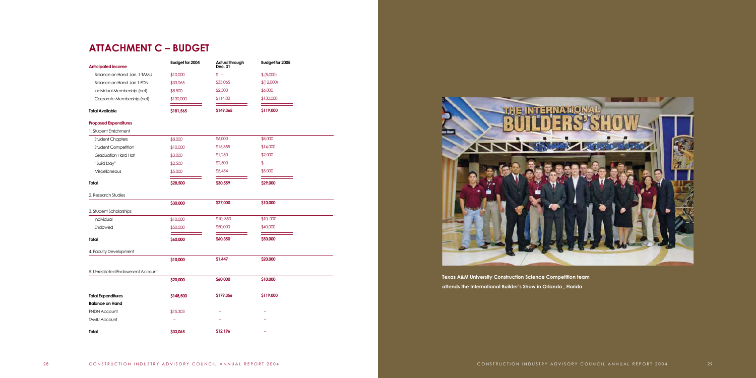# ATTACHMENT C – BUDGET

| Anticipated income | Budget for 2004 | Actual through Dec. 31 | Budget for 2005 |
|---|---|---|---|
| Balance on Hand Jan. 1-TAMU | $10,000 | $ – | $ (5,000) |
| Balance on Hand Jan 1-FDN | $33,065 | $33,065 | $(12,000) |
| Individual Membership (net) | $8,500 | $2,300 | $6,000 |
| Corporate Membership (net) | $130,000 | $114,00 | $130,000 |
| **Total Available** | **$181,565** | **$149,365** | **$119,000** |
| **Proposed Expenditures** | | | |
| 1. Student Enrichment | | | |
| Student Chapters | $8,000 | $6,000 | $8,000 |
| Student Competition | $10,000 | $15,355 | $14,000 |
| Graduation Hard Hat | $3,000 | $1,250 | $2,000 |
| "Build Day" | $2,500 | $2,500 | $ – |
| Miscellaneous | $5,000 | $5,454 | $5,000 |
| **Total** | **$28,500** | **$30,559** | **$29,000** |
| 2. Research Studies | | | |
| | **$30,000** | **$27,000** | **$10,000** |
| 3. Student Scholarships | | | |
| Individual | $10,000 | $10, 350 | $10, 000 |
| Endowed | $50,000 | $50,000 | $40,000 |
| **Total** | **$60,000** | **$60,350** | **$50,000** |
| 4. Faculty Development | | | |
| | **$10,000** | **$1,447** | **$20,000** |
| 5. Unrestricted Endowment Account | | | |
| | **$20,000** | **$60,000** | **$10,000** |
| **Total Expenditures** | **$148,500** | **$179,356** | **$119,000** |
| **Balance on Hand** | | | |
| FNDN Account | $15,303 | – | – |
| TAMU Account | – | – | – |
| **Total** | **$33,065** | **$12,196** | – |

**Texas A&M University Construction Science Competition team attends the International Builder's Show in Orlando , Florida**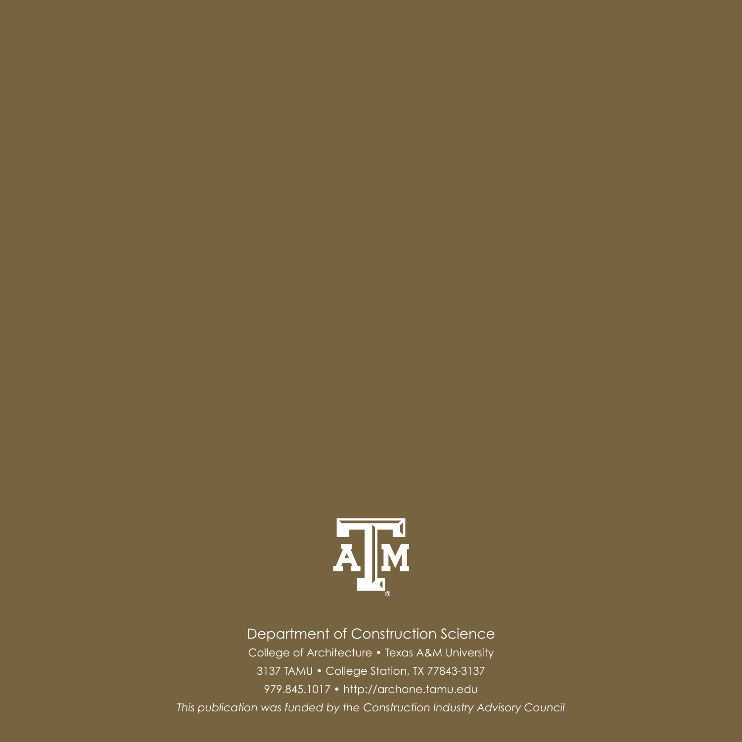Department of Construction Science

College of Architecture • Texas A&M University

3137 TAMU • College Station, TX 77843-3137

979.845.1017 • http://archone.tamu.edu

*This publication was funded by the Construction Industry Advisory Council*